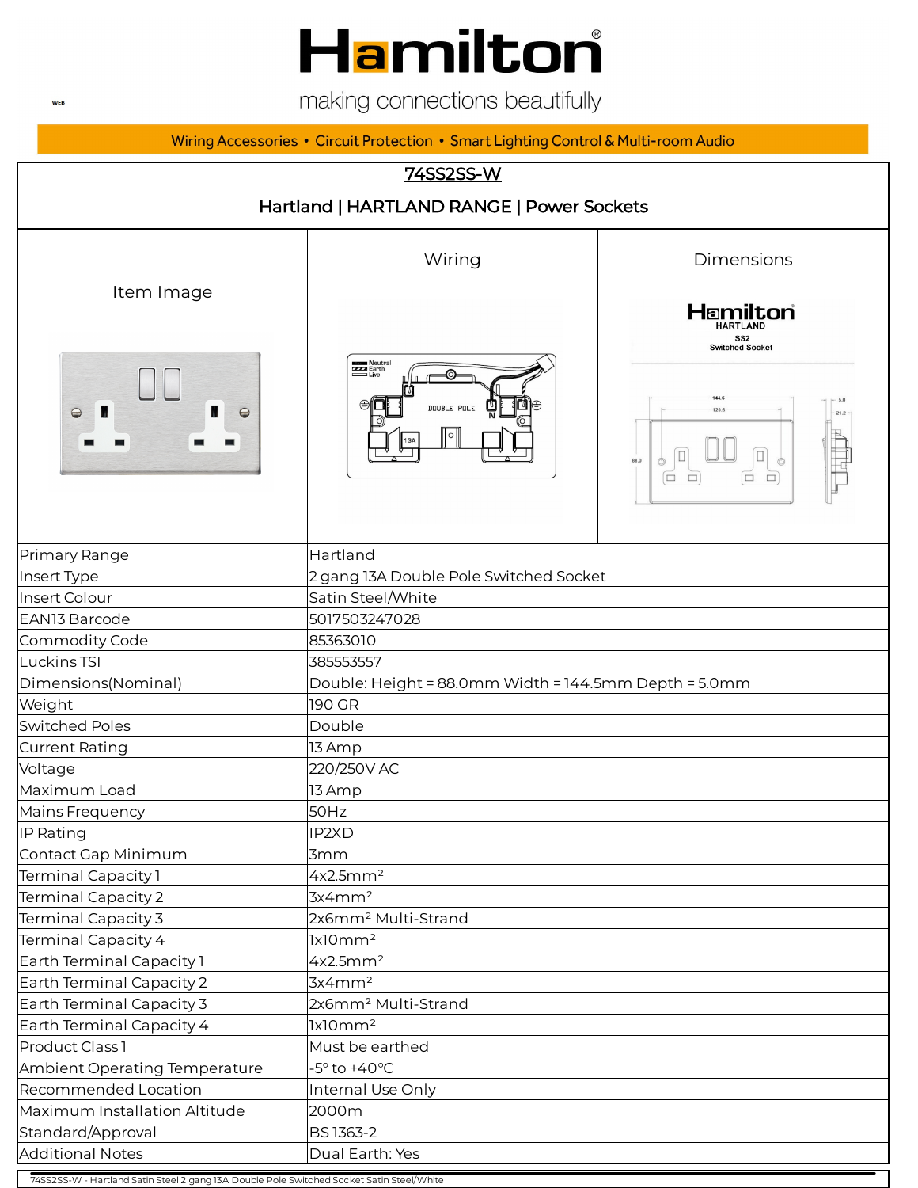# Hamilton

making connections beautifully

Wiring Accessories • Circuit Protection • Smart Lighting Control & Multi-room Audio

## 74SS2SS-W

### Hartland | HARTLAND RANGE | Power Sockets

| Item Image | Wiring | Dimensions |
|---|---|---|

| | |
|---|---|
| Primary Range | Hartland |
| Insert Type | 2 gang 13A Double Pole Switched Socket |
| Insert Colour | Satin Steel/White |
| EAN13 Barcode | 5017503247028 |
| Commodity Code | 85363010 |
| Luckins TSI | 385553557 |
| Dimensions(Nominal) | Double: Height = 88.0mm Width = 144.5mm Depth = 5.0mm |
| Weight | 190 GR |
| Switched Poles | Double |
| Current Rating | 13 Amp |
| Voltage | 220/250V AC |
| Maximum Load | 13 Amp |
| Mains Frequency | 50Hz |
| IP Rating | IP2XD |
| Contact Gap Minimum | 3mm |
| Terminal Capacity 1 | 4x2.5mm² |
| Terminal Capacity 2 | 3x4mm² |
| Terminal Capacity 3 | 2x6mm² Multi-Strand |
| Terminal Capacity 4 | 1x10mm² |
| Earth Terminal Capacity 1 | 4x2.5mm² |
| Earth Terminal Capacity 2 | 3x4mm² |
| Earth Terminal Capacity 3 | 2x6mm² Multi-Strand |
| Earth Terminal Capacity 4 | 1x10mm² |
| Product Class 1 | Must be earthed |
| Ambient Operating Temperature | -5° to +40°C |
| Recommended Location | Internal Use Only |
| Maximum Installation Altitude | 2000m |
| Standard/Approval | BS 1363-2 |
| Additional Notes | Dual Earth: Yes |

74SS2SS-W - Hartland Satin Steel 2 gang 13A Double Pole Switched Socket Satin Steel/White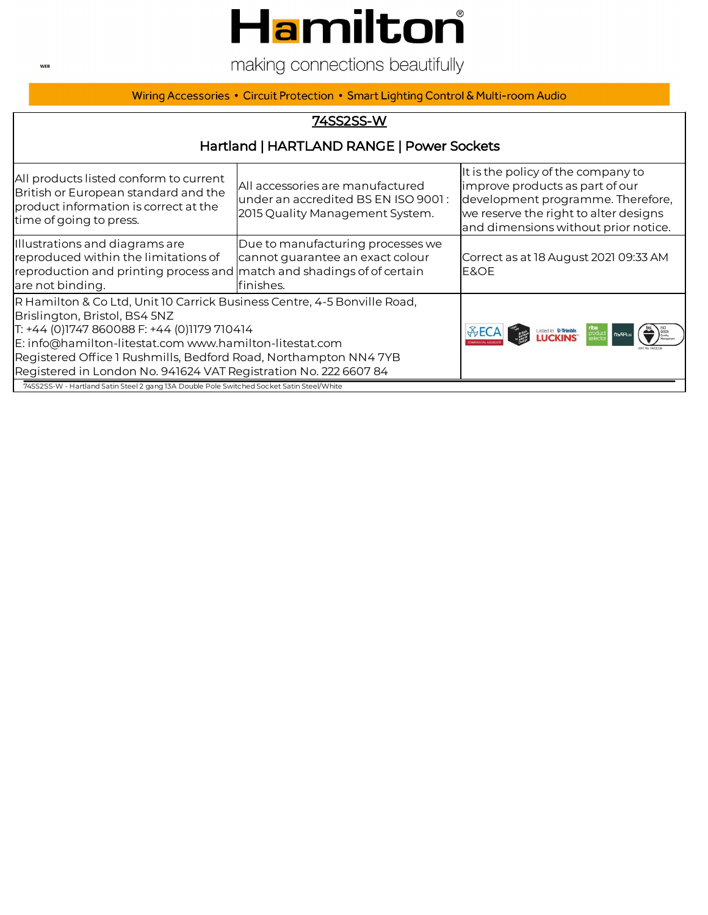# Hamilton

making connections beautifully

Wiring Accessories • Circuit Protection • Smart Lighting Control & Multi-room Audio

## 74SS2SS-W

### Hartland | HARTLAND RANGE | Power Sockets

| | | |
|---|---|---|
| All products listed conform to current British or European standard and the product information is correct at the time of going to press. | All accessories are manufactured under an accredited BS EN ISO 9001 : 2015 Quality Management System. | It is the policy of the company to improve products as part of our development programme. Therefore, we reserve the right to alter designs and dimensions without prior notice. |
| Illustrations and diagrams are reproduced within the limitations of reproduction and printing process and are not binding. | Due to manufacturing processes we cannot guarantee an exact colour match and shadings of of certain finishes. | Correct as at 18 August 2021 09:33 AM E&OE |

R Hamilton & Co Ltd, Unit 10 Carrick Business Centre, 4-5 Bonville Road, Brislington, Bristol, BS4 5NZ
T: +44 (0)1747 860088 F: +44 (0)1179 710414
E: info@hamilton-litestat.com www.hamilton-litestat.com
Registered Office 1 Rushmills, Bedford Road, Northampton NN4 7YB
Registered in London No. 941624 VAT Registration No. 222 6607 84

74SS2SS-W - Hartland Satin Steel 2 gang 13A Double Pole Switched Socket Satin Steel/White